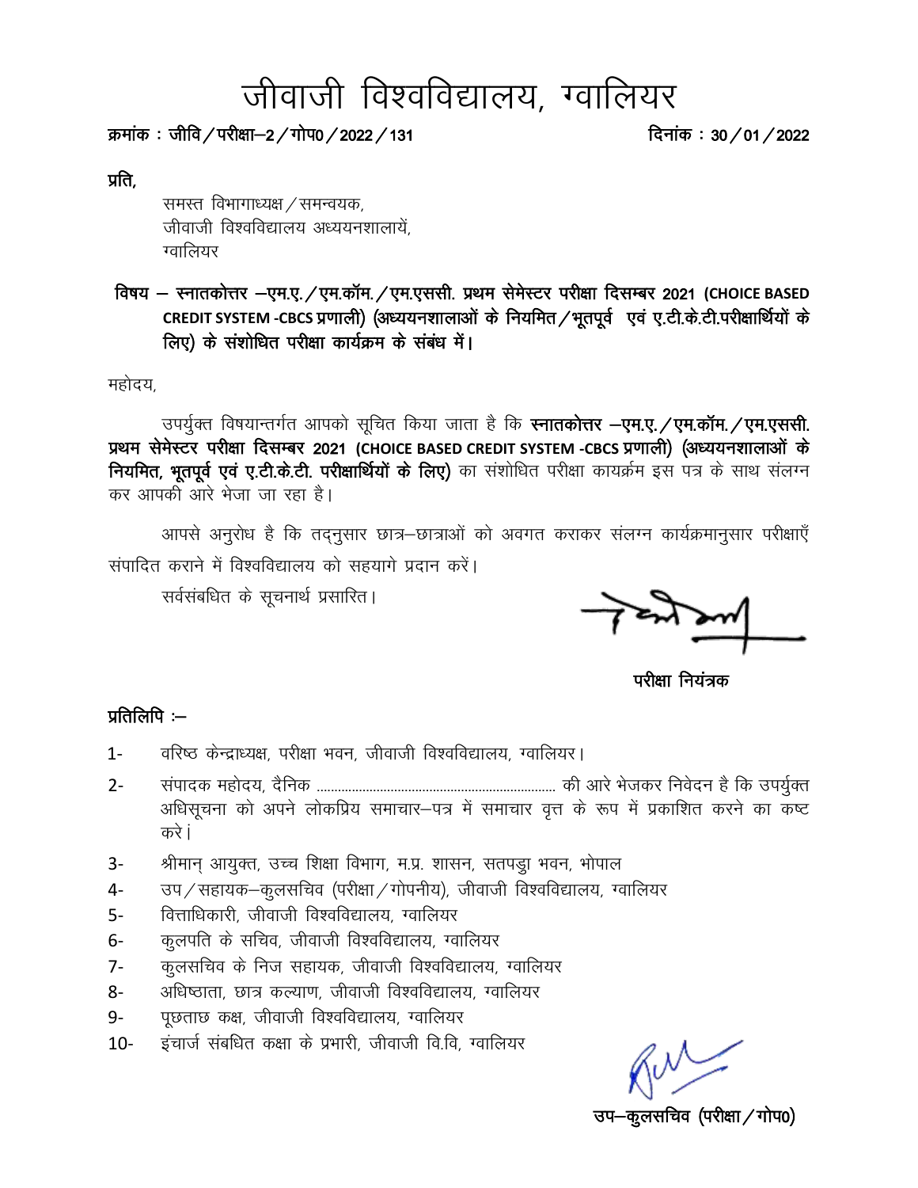# जीवाजी विश्वविद्यालय, ग्वालियर

**क्रमांक : जीवि / परीक्षा–2 / गोप0 / 2022 / 131** **दिनांक : 30 / 01 / 2022**

**प्रति,**

समस्त विभागाध्यक्ष / समन्वयक,
जीवाजी विश्वविद्यालय अध्ययनशालायें,
ग्वालियर

**विषय – स्नातकोत्तर –एम.ए. / एम.कॉम. / एम.एससी. प्रथम सेमेस्टर परीक्षा दिसम्बर 2021 (CHOICE BASED CREDIT SYSTEM -CBCS प्रणाली) (अध्ययनशालाओं के नियमित / भूतपूर्व एवं ए.टी.के.टी.परीक्षार्थियों के लिए) के संशोधित परीक्षा कार्यक्रम के संबंध में।**

महोदय,

उपर्युक्त विषयान्तर्गत आपको सूचित किया जाता है कि **स्नातकोत्तर –एम.ए. / एम.कॉम. / एम.एससी. प्रथम सेमेस्टर परीक्षा दिसम्बर 2021 (CHOICE BASED CREDIT SYSTEM -CBCS प्रणाली) (अध्ययनशालाओं के नियमित, भूतपूर्व एवं ए.टी.के.टी. परीक्षार्थियों के लिए)** का संशोधित परीक्षा कायर्क्रम इस पत्र के साथ संलग्न कर आपकी आरे भेजा जा रहा है।

आपसे अनुरोध है कि तद्नुसार छात्र–छात्राओं को अवगत कराकर संलग्न कार्यक्रमानुसार परीक्षाएँ संपादित कराने में विश्वविद्यालय को सहयागे प्रदान करें।

सर्वसंबधित के सूचनार्थ प्रसारित।

**परीक्षा नियंत्रक**

**प्रतिलिपि :–**

1- वरिष्ठ केन्द्राध्यक्ष, परीक्षा भवन, जीवाजी विश्वविद्यालय, ग्वालियर।
2- संपादक महोदय, दैनिक .................................................................. की आरे भेजकर निवेदन है कि उपर्युक्त अधिसूचना को अपने लोकप्रिय समाचार–पत्र में समाचार वृत्त के रूप में प्रकाशित करने का कष्ट करे।
3- श्रीमान् आयुक्त, उच्च शिक्षा विभाग, म.प्र. शासन, सतपड़ुा भवन, भोपाल
4- उप / सहायक–कुलसचिव (परीक्षा / गोपनीय), जीवाजी विश्वविद्यालय, ग्वालियर
5- वित्ताधिकारी, जीवाजी विश्वविद्यालय, ग्वालियर
6- कुलपति के सचिव, जीवाजी विश्वविद्यालय, ग्वालियर
7- कुलसचिव के निज सहायक, जीवाजी विश्वविद्यालय, ग्वालियर
8- अधिष्ठाता, छात्र कल्याण, जीवाजी विश्वविद्यालय, ग्वालियर
9- पूछताछ कक्ष, जीवाजी विश्वविद्यालय, ग्वालियर
10- इंचार्ज संबधित कक्षा के प्रभारी, जीवाजी वि.वि, ग्वालियर

**उप–कुलसचिव (परीक्षा / गोप0)**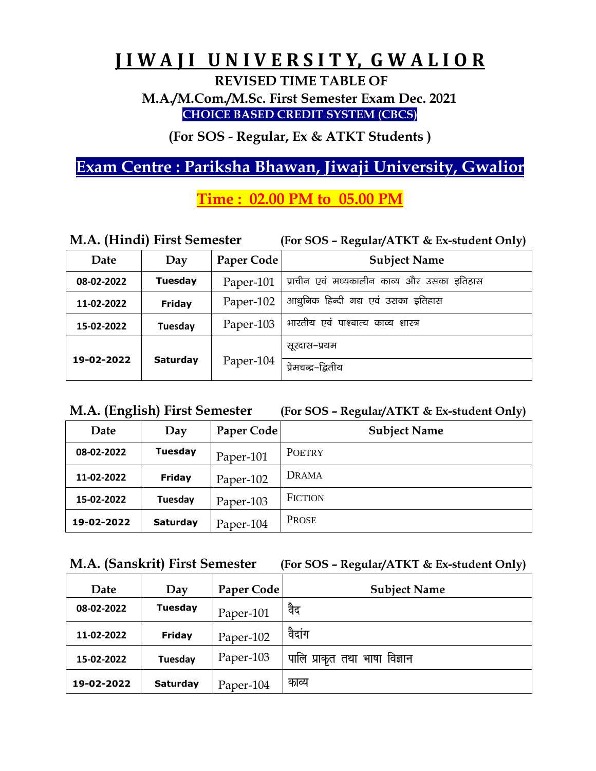# J I W A J I  U N I V E R S I T Y, G W A L I O R

**REVISED TIME TABLE OF**

**M.A./M.Com./M.Sc. First Semester Exam Dec. 2021**

**CHOICE BASED CREDIT SYSTEM (CBCS)**

**(For SOS - Regular, Ex & ATKT Students )**

## Exam Centre : Pariksha Bhawan, Jiwaji University, Gwalior

**Time : 02.00 PM to 05.00 PM**

### M.A. (Hindi) First Semester (For SOS – Regular/ATKT & Ex-student Only)

| Date | Day | Paper Code | Subject Name |
|---|---|---|---|
| 08-02-2022 | Tuesday | Paper-101 | प्राचीन एवं मध्यकालीन काव्य और उसका इतिहास |
| 11-02-2022 | Friday | Paper-102 | आधुनिक हिन्दी गद्य एवं उसका इतिहास |
| 15-02-2022 | Tuesday | Paper-103 | भारतीय एवं पाश्चात्य काव्य शास्त्र |
| 19-02-2022 | Saturday | Paper-104 | सूरदास–प्रथम |
| | | | प्रेमचन्द्र–द्वितीय |

### M.A. (English) First Semester (For SOS – Regular/ATKT & Ex-student Only)

| Date | Day | Paper Code | Subject Name |
|---|---|---|---|
| 08-02-2022 | Tuesday | Paper-101 | POETRY |
| 11-02-2022 | Friday | Paper-102 | DRAMA |
| 15-02-2022 | Tuesday | Paper-103 | FICTION |
| 19-02-2022 | Saturday | Paper-104 | PROSE |

### M.A. (Sanskrit) First Semester (For SOS – Regular/ATKT & Ex-student Only)

| Date | Day | Paper Code | Subject Name |
|---|---|---|---|
| 08-02-2022 | Tuesday | Paper-101 | वैद |
| 11-02-2022 | Friday | Paper-102 | वैदांग |
| 15-02-2022 | Tuesday | Paper-103 | पालि प्राकृत तथा भाषा विज्ञान |
| 19-02-2022 | Saturday | Paper-104 | काव्य |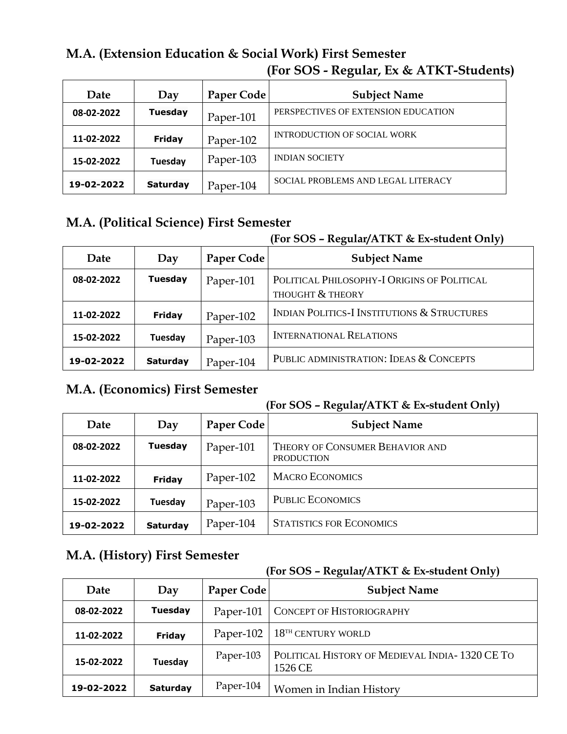## M.A. (Extension Education & Social Work) First Semester

**(For SOS - Regular, Ex & ATKT-Students)**

| Date | Day | Paper Code | Subject Name |
|---|---|---|---|
| 08-02-2022 | Tuesday | Paper-101 | PERSPECTIVES OF EXTENSION EDUCATION |
| 11-02-2022 | Friday | Paper-102 | INTRODUCTION OF SOCIAL WORK |
| 15-02-2022 | Tuesday | Paper-103 | INDIAN SOCIETY |
| 19-02-2022 | Saturday | Paper-104 | SOCIAL PROBLEMS AND LEGAL LITERACY |

## M.A. (Political Science) First Semester

**(For SOS – Regular/ATKT & Ex-student Only)**

| Date | Day | Paper Code | Subject Name |
|---|---|---|---|
| 08-02-2022 | Tuesday | Paper-101 | POLITICAL PHILOSOPHY-I ORIGINS OF POLITICAL THOUGHT & THEORY |
| 11-02-2022 | Friday | Paper-102 | INDIAN POLITICS-I INSTITUTIONS & STRUCTURES |
| 15-02-2022 | Tuesday | Paper-103 | INTERNATIONAL RELATIONS |
| 19-02-2022 | Saturday | Paper-104 | PUBLIC ADMINISTRATION: IDEAS & CONCEPTS |

## M.A. (Economics) First Semester

**(For SOS – Regular/ATKT & Ex-student Only)**

| Date | Day | Paper Code | Subject Name |
|---|---|---|---|
| 08-02-2022 | Tuesday | Paper-101 | THEORY OF CONSUMER BEHAVIOR AND PRODUCTION |
| 11-02-2022 | Friday | Paper-102 | MACRO ECONOMICS |
| 15-02-2022 | Tuesday | Paper-103 | PUBLIC ECONOMICS |
| 19-02-2022 | Saturday | Paper-104 | STATISTICS FOR ECONOMICS |

## M.A. (History) First Semester

**(For SOS – Regular/ATKT & Ex-student Only)**

| Date | Day | Paper Code | Subject Name |
|---|---|---|---|
| 08-02-2022 | Tuesday | Paper-101 | CONCEPT OF HISTORIOGRAPHY |
| 11-02-2022 | Friday | Paper-102 | 18TH CENTURY WORLD |
| 15-02-2022 | Tuesday | Paper-103 | POLITICAL HISTORY OF MEDIEVAL INDIA- 1320 CE TO 1526 CE |
| 19-02-2022 | Saturday | Paper-104 | Women in Indian History |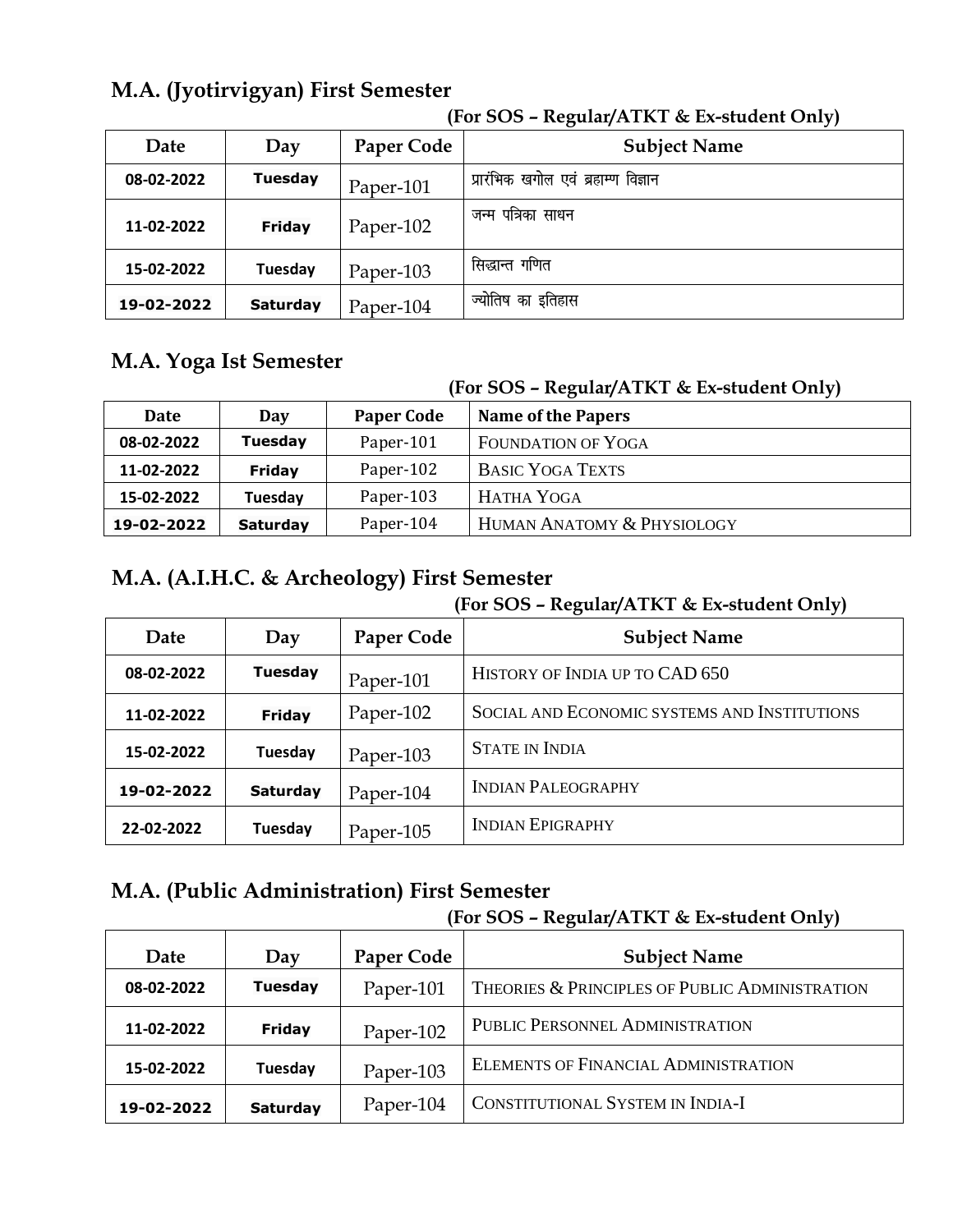## M.A. (Jyotirvigyan) First Semester

**(For SOS – Regular/ATKT & Ex-student Only)**

| Date | Day | Paper Code | Subject Name |
|---|---|---|---|
| 08-02-2022 | Tuesday | Paper-101 | प्रारंभिक खगोल एवं ब्रहाम्ण विज्ञान |
| 11-02-2022 | Friday | Paper-102 | जन्म पत्रिका साधन |
| 15-02-2022 | Tuesday | Paper-103 | सिद्धान्त गणित |
| 19-02-2022 | Saturday | Paper-104 | ज्योतिष का इतिहास |

## M.A. Yoga Ist Semester

**(For SOS – Regular/ATKT & Ex-student Only)**

| Date | Day | Paper Code | Name of the Papers |
|---|---|---|---|
| 08-02-2022 | Tuesday | Paper-101 | FOUNDATION OF YOGA |
| 11-02-2022 | Friday | Paper-102 | BASIC YOGA TEXTS |
| 15-02-2022 | Tuesday | Paper-103 | HATHA YOGA |
| 19-02-2022 | Saturday | Paper-104 | HUMAN ANATOMY & PHYSIOLOGY |

## M.A. (A.I.H.C. & Archeology) First Semester

**(For SOS – Regular/ATKT & Ex-student Only)**

| Date | Day | Paper Code | Subject Name |
|---|---|---|---|
| 08-02-2022 | Tuesday | Paper-101 | HISTORY OF INDIA UP TO CAD 650 |
| 11-02-2022 | Friday | Paper-102 | SOCIAL AND ECONOMIC SYSTEMS AND INSTITUTIONS |
| 15-02-2022 | Tuesday | Paper-103 | STATE IN INDIA |
| 19-02-2022 | Saturday | Paper-104 | INDIAN PALEOGRAPHY |
| 22-02-2022 | Tuesday | Paper-105 | INDIAN EPIGRAPHY |

## M.A. (Public Administration) First Semester

**(For SOS – Regular/ATKT & Ex-student Only)**

| Date | Day | Paper Code | Subject Name |
|---|---|---|---|
| 08-02-2022 | Tuesday | Paper-101 | THEORIES & PRINCIPLES OF PUBLIC ADMINISTRATION |
| 11-02-2022 | Friday | Paper-102 | PUBLIC PERSONNEL ADMINISTRATION |
| 15-02-2022 | Tuesday | Paper-103 | ELEMENTS OF FINANCIAL ADMINISTRATION |
| 19-02-2022 | Saturday | Paper-104 | CONSTITUTIONAL SYSTEM IN INDIA-I |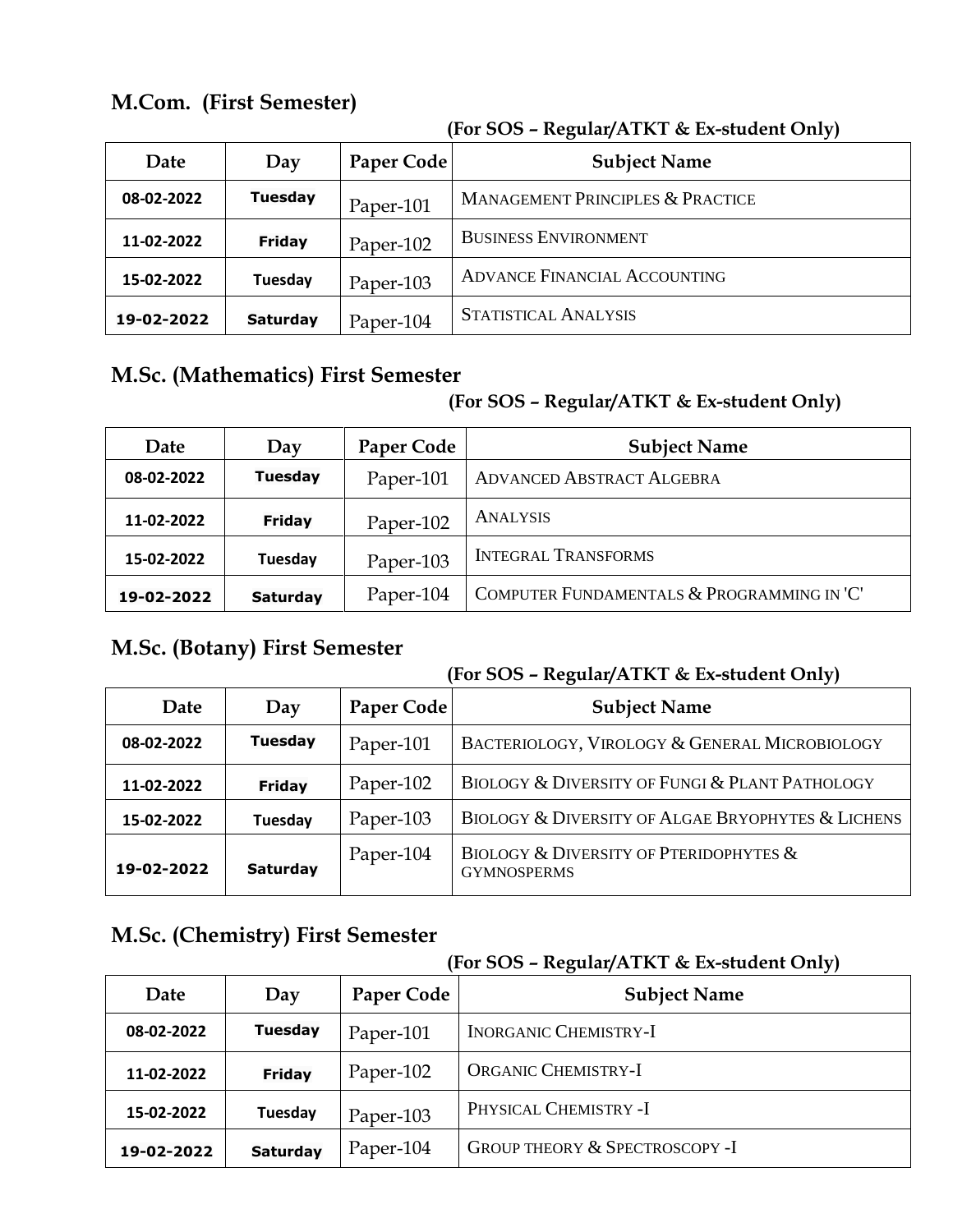## M.Com. (First Semester)

**(For SOS – Regular/ATKT & Ex-student Only)**

| Date | Day | Paper Code | Subject Name |
|---|---|---|---|
| 08-02-2022 | Tuesday | Paper-101 | MANAGEMENT PRINCIPLES & PRACTICE |
| 11-02-2022 | Friday | Paper-102 | BUSINESS ENVIRONMENT |
| 15-02-2022 | Tuesday | Paper-103 | ADVANCE FINANCIAL ACCOUNTING |
| 19-02-2022 | Saturday | Paper-104 | STATISTICAL ANALYSIS |

## M.Sc. (Mathematics) First Semester

**(For SOS – Regular/ATKT & Ex-student Only)**

| Date | Day | Paper Code | Subject Name |
|---|---|---|---|
| 08-02-2022 | Tuesday | Paper-101 | ADVANCED ABSTRACT ALGEBRA |
| 11-02-2022 | Friday | Paper-102 | ANALYSIS |
| 15-02-2022 | Tuesday | Paper-103 | INTEGRAL TRANSFORMS |
| 19-02-2022 | Saturday | Paper-104 | COMPUTER FUNDAMENTALS & PROGRAMMING IN 'C' |

## M.Sc. (Botany) First Semester

**(For SOS – Regular/ATKT & Ex-student Only)**

| Date | Day | Paper Code | Subject Name |
|---|---|---|---|
| 08-02-2022 | Tuesday | Paper-101 | BACTERIOLOGY, VIROLOGY & GENERAL MICROBIOLOGY |
| 11-02-2022 | Friday | Paper-102 | BIOLOGY & DIVERSITY OF FUNGI & PLANT PATHOLOGY |
| 15-02-2022 | Tuesday | Paper-103 | BIOLOGY & DIVERSITY OF ALGAE BRYOPHYTES & LICHENS |
| 19-02-2022 | Saturday | Paper-104 | BIOLOGY & DIVERSITY OF PTERIDOPHYTES & GYMNOSPERMS |

## M.Sc. (Chemistry) First Semester

**(For SOS – Regular/ATKT & Ex-student Only)**

| Date | Day | Paper Code | Subject Name |
|---|---|---|---|
| 08-02-2022 | Tuesday | Paper-101 | INORGANIC CHEMISTRY-I |
| 11-02-2022 | Friday | Paper-102 | ORGANIC CHEMISTRY-I |
| 15-02-2022 | Tuesday | Paper-103 | PHYSICAL CHEMISTRY -I |
| 19-02-2022 | Saturday | Paper-104 | GROUP THEORY & SPECTROSCOPY -I |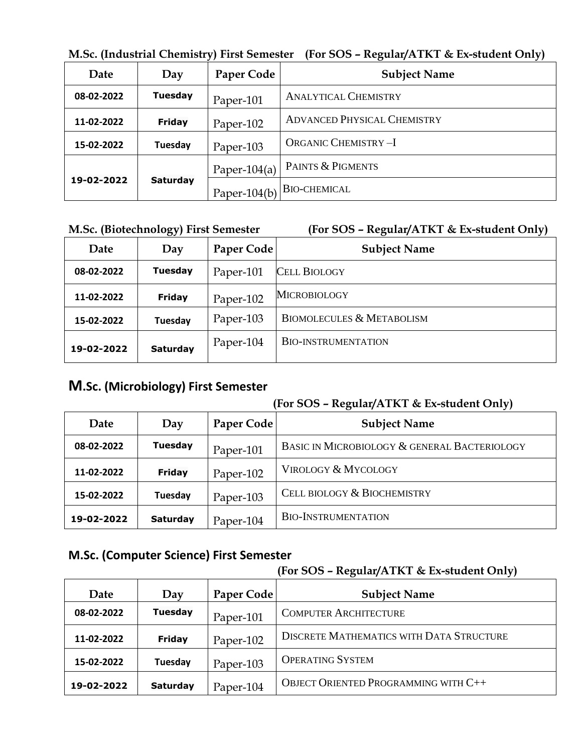**M.Sc. (Industrial Chemistry) First Semester (For SOS – Regular/ATKT & Ex-student Only)**

| Date | Day | Paper Code | Subject Name |
|---|---|---|---|
| 08-02-2022 | Tuesday | Paper-101 | ANALYTICAL CHEMISTRY |
| 11-02-2022 | Friday | Paper-102 | ADVANCED PHYSICAL CHEMISTRY |
| 15-02-2022 | Tuesday | Paper-103 | ORGANIC CHEMISTRY –I |
| 19-02-2022 | Saturday | Paper-104(a) | PAINTS & PIGMENTS |
| | | Paper-104(b) | BIO-CHEMICAL |

**M.Sc. (Biotechnology) First Semester (For SOS – Regular/ATKT & Ex-student Only)**

| Date | Day | Paper Code | Subject Name |
|---|---|---|---|
| 08-02-2022 | Tuesday | Paper-101 | CELL BIOLOGY |
| 11-02-2022 | Friday | Paper-102 | MICROBIOLOGY |
| 15-02-2022 | Tuesday | Paper-103 | BIOMOLECULES & METABOLISM |
| 19-02-2022 | Saturday | Paper-104 | BIO-INSTRUMENTATION |

## M.Sc. (Microbiology) First Semester

**(For SOS – Regular/ATKT & Ex-student Only)**

| Date | Day | Paper Code | Subject Name |
|---|---|---|---|
| 08-02-2022 | Tuesday | Paper-101 | BASIC IN MICROBIOLOGY & GENERAL BACTERIOLOGY |
| 11-02-2022 | Friday | Paper-102 | VIROLOGY & MYCOLOGY |
| 15-02-2022 | Tuesday | Paper-103 | CELL BIOLOGY & BIOCHEMISTRY |
| 19-02-2022 | Saturday | Paper-104 | BIO-INSTRUMENTATION |

## M.Sc. (Computer Science) First Semester

**(For SOS – Regular/ATKT & Ex-student Only)**

| Date | Day | Paper Code | Subject Name |
|---|---|---|---|
| 08-02-2022 | Tuesday | Paper-101 | COMPUTER ARCHITECTURE |
| 11-02-2022 | Friday | Paper-102 | DISCRETE MATHEMATICS WITH DATA STRUCTURE |
| 15-02-2022 | Tuesday | Paper-103 | OPERATING SYSTEM |
| 19-02-2022 | Saturday | Paper-104 | OBJECT ORIENTED PROGRAMMING WITH C++ |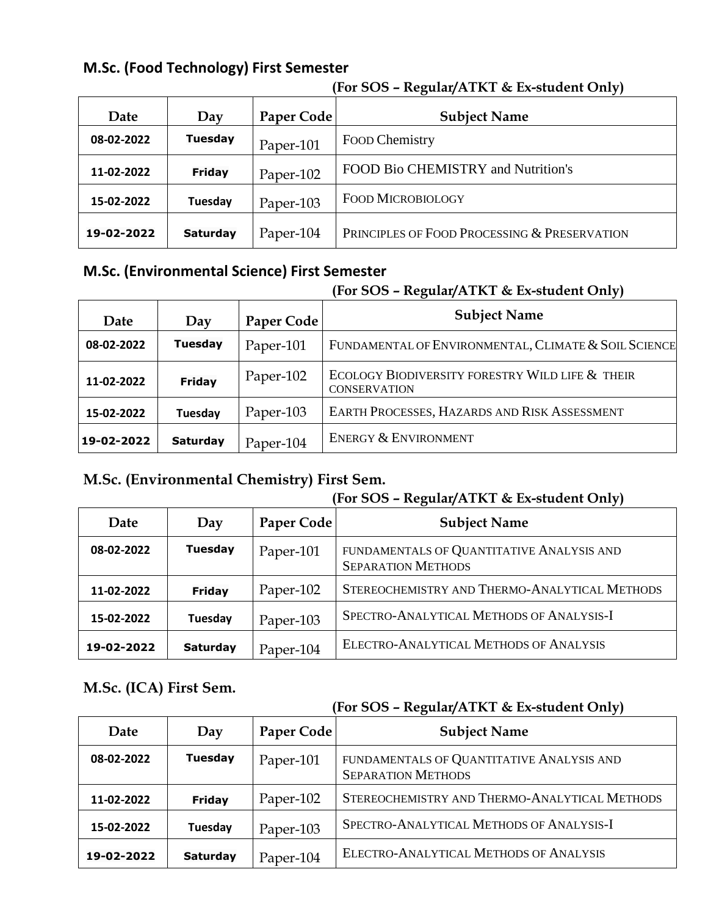## M.Sc. (Food Technology) First Semester

**(For SOS – Regular/ATKT & Ex-student Only)**

| Date | Day | Paper Code | Subject Name |
|---|---|---|---|
| 08-02-2022 | Tuesday | Paper-101 | FOOD Chemistry |
| 11-02-2022 | Friday | Paper-102 | FOOD Bio CHEMISTRY and Nutrition's |
| 15-02-2022 | Tuesday | Paper-103 | FOOD MICROBIOLOGY |
| 19-02-2022 | Saturday | Paper-104 | PRINCIPLES OF FOOD PROCESSING & PRESERVATION |

## M.Sc. (Environmental Science) First Semester

**(For SOS – Regular/ATKT & Ex-student Only)**

| Date | Day | Paper Code | Subject Name |
|---|---|---|---|
| 08-02-2022 | Tuesday | Paper-101 | FUNDAMENTAL OF ENVIRONMENTAL, CLIMATE & SOIL SCIENCE |
| 11-02-2022 | Friday | Paper-102 | ECOLOGY BIODIVERSITY FORESTRY WILD LIFE & THEIR CONSERVATION |
| 15-02-2022 | Tuesday | Paper-103 | EARTH PROCESSES, HAZARDS AND RISK ASSESSMENT |
| 19-02-2022 | Saturday | Paper-104 | ENERGY & ENVIRONMENT |

## M.Sc. (Environmental Chemistry) First Sem.

**(For SOS – Regular/ATKT & Ex-student Only)**

| Date | Day | Paper Code | Subject Name |
|---|---|---|---|
| 08-02-2022 | Tuesday | Paper-101 | FUNDAMENTALS OF QUANTITATIVE ANALYSIS AND SEPARATION METHODS |
| 11-02-2022 | Friday | Paper-102 | STEREOCHEMISTRY AND THERMO-ANALYTICAL METHODS |
| 15-02-2022 | Tuesday | Paper-103 | SPECTRO-ANALYTICAL METHODS OF ANALYSIS-I |
| 19-02-2022 | Saturday | Paper-104 | ELECTRO-ANALYTICAL METHODS OF ANALYSIS |

## M.Sc. (ICA) First Sem.

**(For SOS – Regular/ATKT & Ex-student Only)**

| Date | Day | Paper Code | Subject Name |
|---|---|---|---|
| 08-02-2022 | Tuesday | Paper-101 | FUNDAMENTALS OF QUANTITATIVE ANALYSIS AND SEPARATION METHODS |
| 11-02-2022 | Friday | Paper-102 | STEREOCHEMISTRY AND THERMO-ANALYTICAL METHODS |
| 15-02-2022 | Tuesday | Paper-103 | SPECTRO-ANALYTICAL METHODS OF ANALYSIS-I |
| 19-02-2022 | Saturday | Paper-104 | ELECTRO-ANALYTICAL METHODS OF ANALYSIS |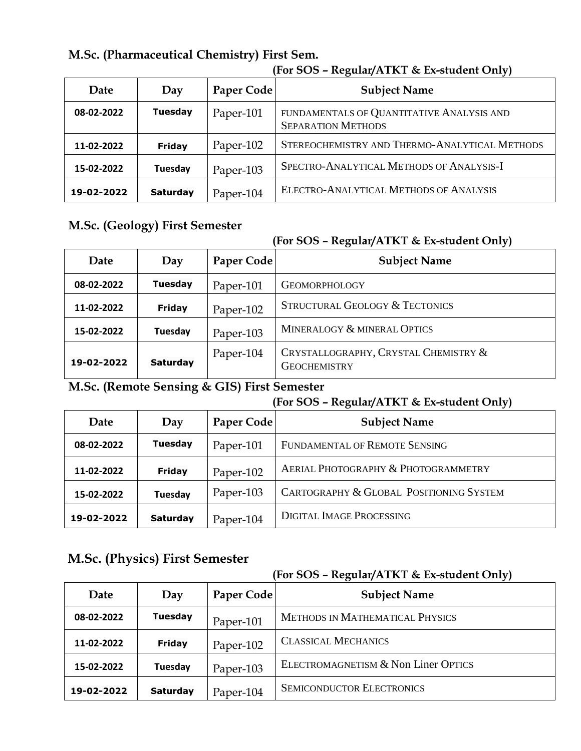**M.Sc. (Pharmaceutical Chemistry) First Sem.**

**(For SOS – Regular/ATKT & Ex-student Only)**

| Date | Day | Paper Code | Subject Name |
|---|---|---|---|
| 08-02-2022 | Tuesday | Paper-101 | FUNDAMENTALS OF QUANTITATIVE ANALYSIS AND SEPARATION METHODS |
| 11-02-2022 | Friday | Paper-102 | STEREOCHEMISTRY AND THERMO-ANALYTICAL METHODS |
| 15-02-2022 | Tuesday | Paper-103 | SPECTRO-ANALYTICAL METHODS OF ANALYSIS-I |
| 19-02-2022 | Saturday | Paper-104 | ELECTRO-ANALYTICAL METHODS OF ANALYSIS |

**M.Sc. (Geology) First Semester**

**(For SOS – Regular/ATKT & Ex-student Only)**

| Date | Day | Paper Code | Subject Name |
|---|---|---|---|
| 08-02-2022 | Tuesday | Paper-101 | GEOMORPHOLOGY |
| 11-02-2022 | Friday | Paper-102 | STRUCTURAL GEOLOGY & TECTONICS |
| 15-02-2022 | Tuesday | Paper-103 | MINERALOGY & MINERAL OPTICS |
| 19-02-2022 | Saturday | Paper-104 | CRYSTALLOGRAPHY, CRYSTAL CHEMISTRY & GEOCHEMISTRY |

**M.Sc. (Remote Sensing & GIS) First Semester**

**(For SOS – Regular/ATKT & Ex-student Only)**

| Date | Day | Paper Code | Subject Name |
|---|---|---|---|
| 08-02-2022 | Tuesday | Paper-101 | FUNDAMENTAL OF REMOTE SENSING |
| 11-02-2022 | Friday | Paper-102 | AERIAL PHOTOGRAPHY & PHOTOGRAMMETRY |
| 15-02-2022 | Tuesday | Paper-103 | CARTOGRAPHY & GLOBAL POSITIONING SYSTEM |
| 19-02-2022 | Saturday | Paper-104 | DIGITAL IMAGE PROCESSING |

**M.Sc. (Physics) First Semester**

**(For SOS – Regular/ATKT & Ex-student Only)**

| Date | Day | Paper Code | Subject Name |
|---|---|---|---|
| 08-02-2022 | Tuesday | Paper-101 | METHODS IN MATHEMATICAL PHYSICS |
| 11-02-2022 | Friday | Paper-102 | CLASSICAL MECHANICS |
| 15-02-2022 | Tuesday | Paper-103 | ELECTROMAGNETISM & Non Liner OPTICS |
| 19-02-2022 | Saturday | Paper-104 | SEMICONDUCTOR ELECTRONICS |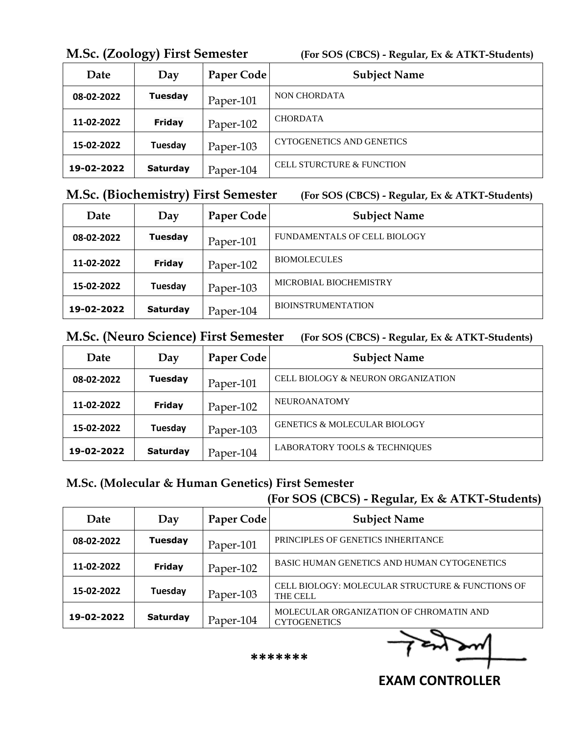## M.Sc. (Zoology) First Semester **(For SOS (CBCS) - Regular, Ex & ATKT-Students)**

| Date | Day | Paper Code | Subject Name |
|---|---|---|---|
| 08-02-2022 | Tuesday | Paper-101 | NON CHORDATA |
| 11-02-2022 | Friday | Paper-102 | CHORDATA |
| 15-02-2022 | Tuesday | Paper-103 | CYTOGENETICS AND GENETICS |
| 19-02-2022 | Saturday | Paper-104 | CELL STURCTURE & FUNCTION |

## M.Sc. (Biochemistry) First Semester **(For SOS (CBCS) - Regular, Ex & ATKT-Students)**

| Date | Day | Paper Code | Subject Name |
|---|---|---|---|
| 08-02-2022 | Tuesday | Paper-101 | FUNDAMENTALS OF CELL BIOLOGY |
| 11-02-2022 | Friday | Paper-102 | BIOMOLECULES |
| 15-02-2022 | Tuesday | Paper-103 | MICROBIAL BIOCHEMISTRY |
| 19-02-2022 | Saturday | Paper-104 | BIOINSTRUMENTATION |

## M.Sc. (Neuro Science) First Semester **(For SOS (CBCS) - Regular, Ex & ATKT-Students)**

| Date | Day | Paper Code | Subject Name |
|---|---|---|---|
| 08-02-2022 | Tuesday | Paper-101 | CELL BIOLOGY & NEURON ORGANIZATION |
| 11-02-2022 | Friday | Paper-102 | NEUROANATOMY |
| 15-02-2022 | Tuesday | Paper-103 | GENETICS & MOLECULAR BIOLOGY |
| 19-02-2022 | Saturday | Paper-104 | LABORATORY TOOLS & TECHNIQUES |

## M.Sc. (Molecular & Human Genetics) First Semester

**(For SOS (CBCS) - Regular, Ex & ATKT-Students)**

| Date | Day | Paper Code | Subject Name |
|---|---|---|---|
| 08-02-2022 | Tuesday | Paper-101 | PRINCIPLES OF GENETICS INHERITANCE |
| 11-02-2022 | Friday | Paper-102 | BASIC HUMAN GENETICS AND HUMAN CYTOGENETICS |
| 15-02-2022 | Tuesday | Paper-103 | CELL BIOLOGY: MOLECULAR STRUCTURE & FUNCTIONS OF THE CELL |
| 19-02-2022 | Saturday | Paper-104 | MOLECULAR ORGANIZATION OF CHROMATIN AND CYTOGENETICS |

*******

**EXAM CONTROLLER**